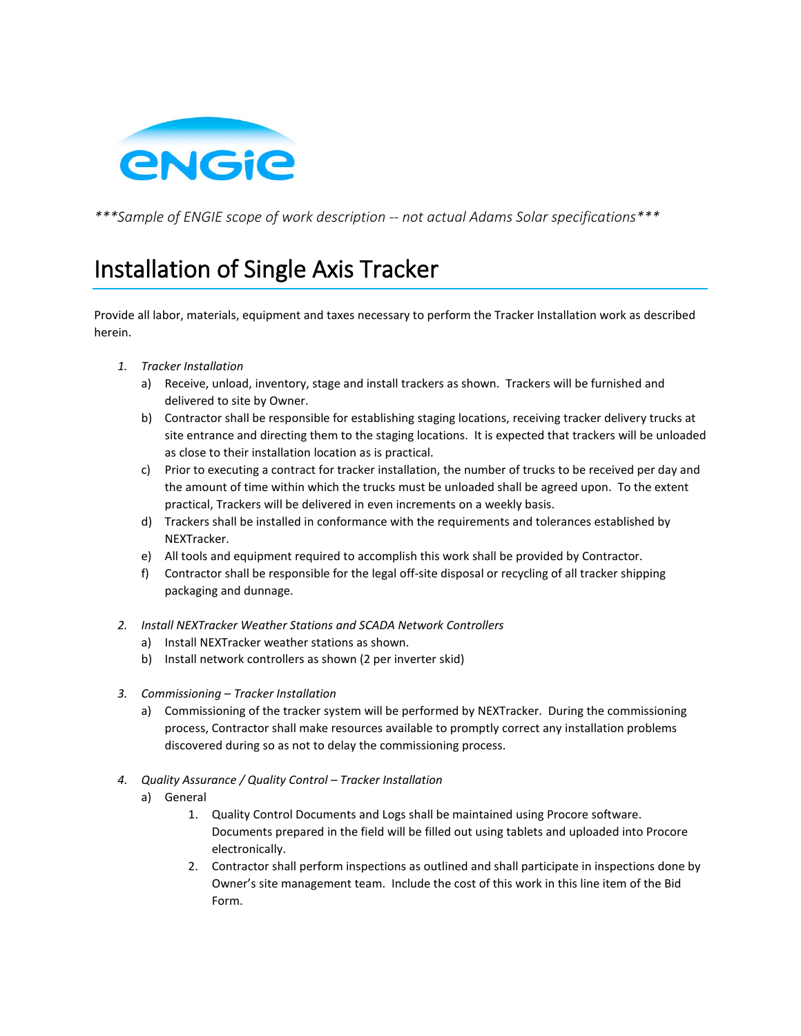*\*\*\*Sample of ENGIE scope of work description -- not actual Adams Solar specifications\*\*\**

# Installation of Single Axis Tracker

Provide all labor, materials, equipment and taxes necessary to perform the Tracker Installation work as described herein.

1. *Tracker Installation*
   a) Receive, unload, inventory, stage and install trackers as shown. Trackers will be furnished and delivered to site by Owner.
   b) Contractor shall be responsible for establishing staging locations, receiving tracker delivery trucks at site entrance and directing them to the staging locations. It is expected that trackers will be unloaded as close to their installation location as is practical.
   c) Prior to executing a contract for tracker installation, the number of trucks to be received per day and the amount of time within which the trucks must be unloaded shall be agreed upon. To the extent practical, Trackers will be delivered in even increments on a weekly basis.
   d) Trackers shall be installed in conformance with the requirements and tolerances established by NEXTracker.
   e) All tools and equipment required to accomplish this work shall be provided by Contractor.
   f) Contractor shall be responsible for the legal off-site disposal or recycling of all tracker shipping packaging and dunnage.

2. *Install NEXTracker Weather Stations and SCADA Network Controllers*
   a) Install NEXTracker weather stations as shown.
   b) Install network controllers as shown (2 per inverter skid)

3. *Commissioning – Tracker Installation*
   a) Commissioning of the tracker system will be performed by NEXTracker. During the commissioning process, Contractor shall make resources available to promptly correct any installation problems discovered during so as not to delay the commissioning process.

4. *Quality Assurance / Quality Control – Tracker Installation*
   a) General
      1. Quality Control Documents and Logs shall be maintained using Procore software. Documents prepared in the field will be filled out using tablets and uploaded into Procore electronically.
      2. Contractor shall perform inspections as outlined and shall participate in inspections done by Owner's site management team. Include the cost of this work in this line item of the Bid Form.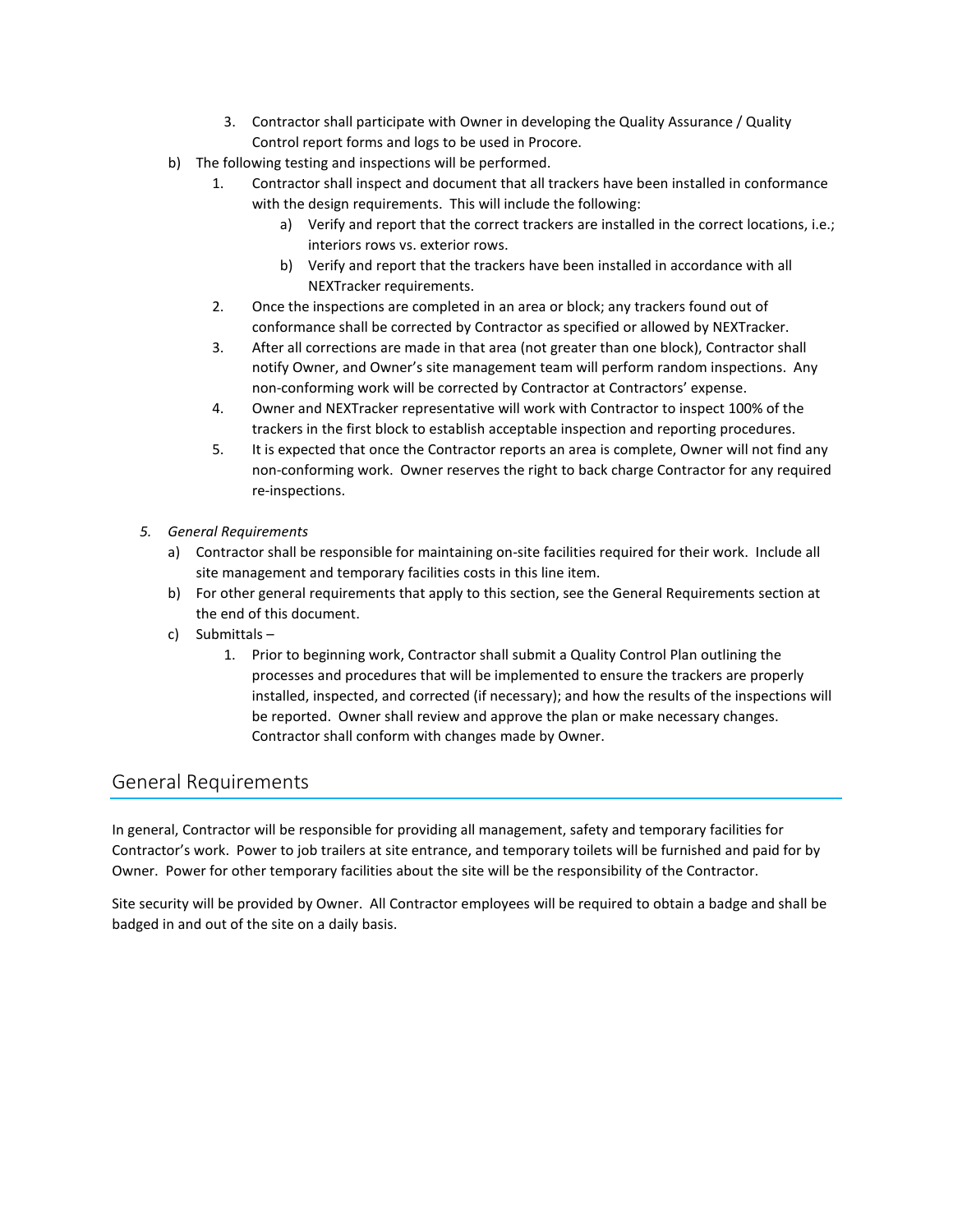3. Contractor shall participate with Owner in developing the Quality Assurance / Quality Control report forms and logs to be used in Procore.

b) The following testing and inspections will be performed.

   1. Contractor shall inspect and document that all trackers have been installed in conformance with the design requirements. This will include the following:
      - a) Verify and report that the correct trackers are installed in the correct locations, i.e.; interiors rows vs. exterior rows.
      - b) Verify and report that the trackers have been installed in accordance with all NEXTracker requirements.
   2. Once the inspections are completed in an area or block; any trackers found out of conformance shall be corrected by Contractor as specified or allowed by NEXTracker.
   3. After all corrections are made in that area (not greater than one block), Contractor shall notify Owner, and Owner's site management team will perform random inspections. Any non-conforming work will be corrected by Contractor at Contractors' expense.
   4. Owner and NEXTracker representative will work with Contractor to inspect 100% of the trackers in the first block to establish acceptable inspection and reporting procedures.
   5. It is expected that once the Contractor reports an area is complete, Owner will not find any non-conforming work. Owner reserves the right to back charge Contractor for any required re-inspections.

5. *General Requirements*

a) Contractor shall be responsible for maintaining on-site facilities required for their work. Include all site management and temporary facilities costs in this line item.

b) For other general requirements that apply to this section, see the General Requirements section at the end of this document.

c) Submittals –

   1. Prior to beginning work, Contractor shall submit a Quality Control Plan outlining the processes and procedures that will be implemented to ensure the trackers are properly installed, inspected, and corrected (if necessary); and how the results of the inspections will be reported. Owner shall review and approve the plan or make necessary changes. Contractor shall conform with changes made by Owner.

## General Requirements

In general, Contractor will be responsible for providing all management, safety and temporary facilities for Contractor's work. Power to job trailers at site entrance, and temporary toilets will be furnished and paid for by Owner. Power for other temporary facilities about the site will be the responsibility of the Contractor.

Site security will be provided by Owner. All Contractor employees will be required to obtain a badge and shall be badged in and out of the site on a daily basis.